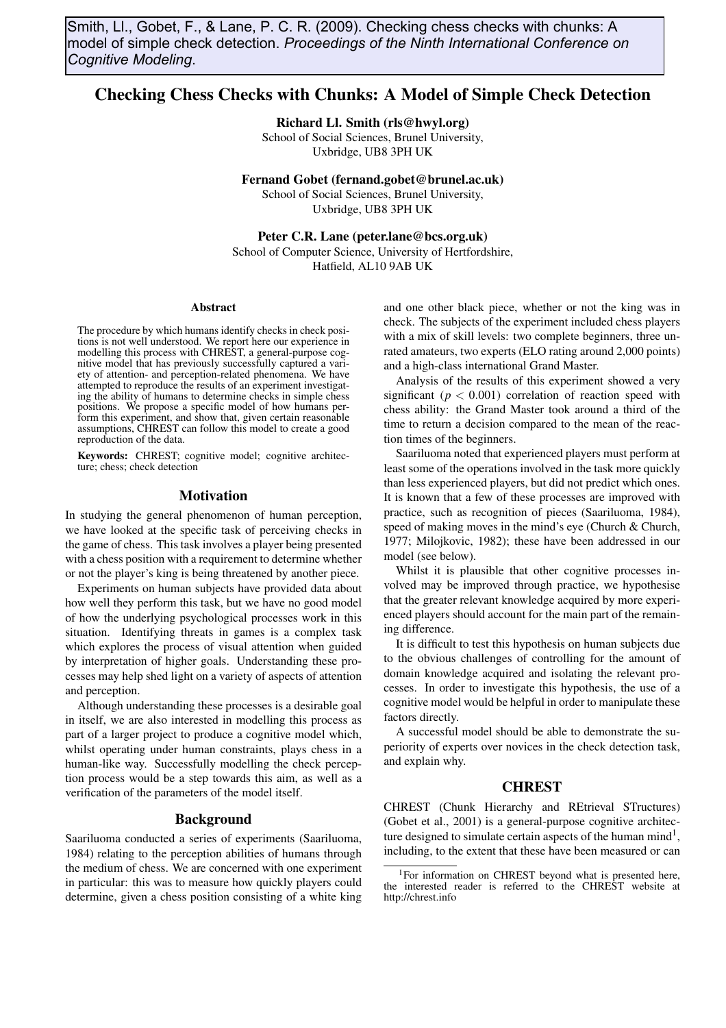Smith, Ll., Gobet, F., & Lane, P. C. R. (2009). Checking chess checks with chunks: A model of simple check detection. *Proceedings of the Ninth International Conference on Cognitive Modeling*.

# Checking Chess Checks with Chunks: A Model of Simple Check Detection

**Richard Ll. Smith (rls@hwyl.org)**
School of Social Sciences, Brunel University,
Uxbridge, UB8 3PH UK

**Fernand Gobet (fernand.gobet@brunel.ac.uk)**
School of Social Sciences, Brunel University,
Uxbridge, UB8 3PH UK

**Peter C.R. Lane (peter.lane@bcs.org.uk)**
School of Computer Science, University of Hertfordshire,
Hatfield, AL10 9AB UK

## Abstract

The procedure by which humans identify checks in check positions is not well understood. We report here our experience in modelling this process with CHREST, a general-purpose cognitive model that has previously successfully captured a variety of attention- and perception-related phenomena. We have attempted to reproduce the results of an experiment investigating the ability of humans to determine checks in simple chess positions. We propose a specific model of how humans perform this experiment, and show that, given certain reasonable assumptions, CHREST can follow this model to create a good reproduction of the data.

**Keywords:** CHREST; cognitive model; cognitive architecture; chess; check detection

## Motivation

In studying the general phenomenon of human perception, we have looked at the specific task of perceiving checks in the game of chess. This task involves a player being presented with a chess position with a requirement to determine whether or not the player's king is being threatened by another piece.

Experiments on human subjects have provided data about how well they perform this task, but we have no good model of how the underlying psychological processes work in this situation. Identifying threats in games is a complex task which explores the process of visual attention when guided by interpretation of higher goals. Understanding these processes may help shed light on a variety of aspects of attention and perception.

Although understanding these processes is a desirable goal in itself, we are also interested in modelling this process as part of a larger project to produce a cognitive model which, whilst operating under human constraints, plays chess in a human-like way. Successfully modelling the check perception process would be a step towards this aim, as well as a verification of the parameters of the model itself.

## Background

Saariluoma conducted a series of experiments (Saariluoma, 1984) relating to the perception abilities of humans through the medium of chess. We are concerned with one experiment in particular: this was to measure how quickly players could determine, given a chess position consisting of a white king and one other black piece, whether or not the king was in check. The subjects of the experiment included chess players with a mix of skill levels: two complete beginners, three unrated amateurs, two experts (ELO rating around 2,000 points) and a high-class international Grand Master.

Analysis of the results of this experiment showed a very significant ($p < 0.001$) correlation of reaction speed with chess ability: the Grand Master took around a third of the time to return a decision compared to the mean of the reaction times of the beginners.

Saariluoma noted that experienced players must perform at least some of the operations involved in the task more quickly than less experienced players, but did not predict which ones. It is known that a few of these processes are improved with practice, such as recognition of pieces (Saariluoma, 1984), speed of making moves in the mind's eye (Church & Church, 1977; Milojkovic, 1982); these have been addressed in our model (see below).

Whilst it is plausible that other cognitive processes involved may be improved through practice, we hypothesise that the greater relevant knowledge acquired by more experienced players should account for the main part of the remaining difference.

It is difficult to test this hypothesis on human subjects due to the obvious challenges of controlling for the amount of domain knowledge acquired and isolating the relevant processes. In order to investigate this hypothesis, the use of a cognitive model would be helpful in order to manipulate these factors directly.

A successful model should be able to demonstrate the superiority of experts over novices in the check detection task, and explain why.

## CHREST

CHREST (Chunk Hierarchy and REtrieval STructures) (Gobet et al., 2001) is a general-purpose cognitive architecture designed to simulate certain aspects of the human mind[1], including, to the extent that these have been measured or can

[1]For information on CHREST beyond what is presented here, the interested reader is referred to the CHREST website at http://chrest.info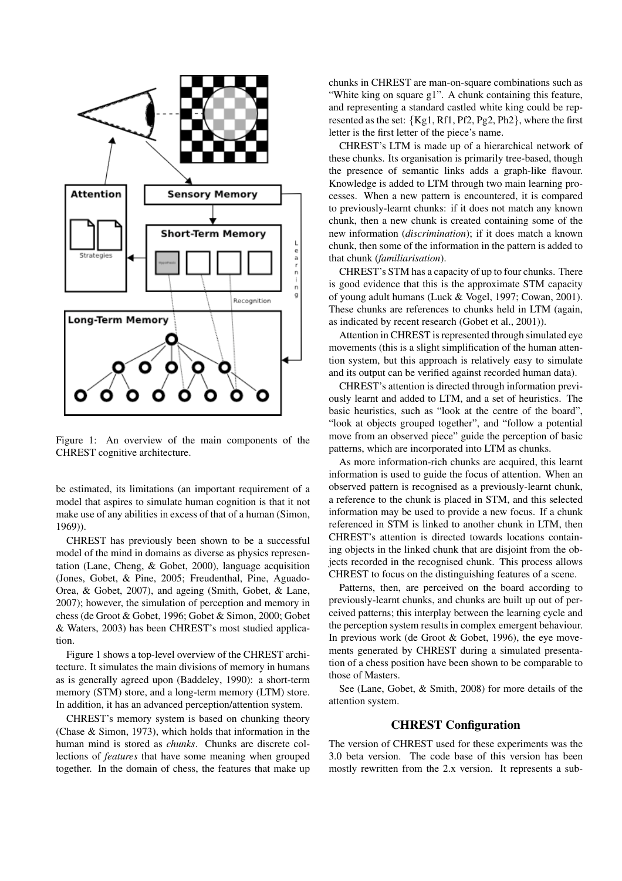Figure 1: An overview of the main components of the CHREST cognitive architecture.

be estimated, its limitations (an important requirement of a model that aspires to simulate human cognition is that it not make use of any abilities in excess of that of a human (Simon, 1969)).

CHREST has previously been shown to be a successful model of the mind in domains as diverse as physics representation (Lane, Cheng, & Gobet, 2000), language acquisition (Jones, Gobet, & Pine, 2005; Freudenthal, Pine, Aguado-Orea, & Gobet, 2007), and ageing (Smith, Gobet, & Lane, 2007); however, the simulation of perception and memory in chess (de Groot & Gobet, 1996; Gobet & Simon, 2000; Gobet & Waters, 2003) has been CHREST's most studied application.

Figure 1 shows a top-level overview of the CHREST architecture. It simulates the main divisions of memory in humans as is generally agreed upon (Baddeley, 1990): a short-term memory (STM) store, and a long-term memory (LTM) store. In addition, it has an advanced perception/attention system.

CHREST's memory system is based on chunking theory (Chase & Simon, 1973), which holds that information in the human mind is stored as *chunks*. Chunks are discrete collections of *features* that have some meaning when grouped together. In the domain of chess, the features that make up chunks in CHREST are man-on-square combinations such as "White king on square g1". A chunk containing this feature, and representing a standard castled white king could be represented as the set: {Kg1, Rf1, Pf2, Pg2, Ph2}, where the first letter is the first letter of the piece's name.

CHREST's LTM is made up of a hierarchical network of these chunks. Its organisation is primarily tree-based, though the presence of semantic links adds a graph-like flavour. Knowledge is added to LTM through two main learning processes. When a new pattern is encountered, it is compared to previously-learnt chunks: if it does not match any known chunk, then a new chunk is created containing some of the new information (*discrimination*); if it does match a known chunk, then some of the information in the pattern is added to that chunk (*familiarisation*).

CHREST's STM has a capacity of up to four chunks. There is good evidence that this is the approximate STM capacity of young adult humans (Luck & Vogel, 1997; Cowan, 2001). These chunks are references to chunks held in LTM (again, as indicated by recent research (Gobet et al., 2001)).

Attention in CHREST is represented through simulated eye movements (this is a slight simplification of the human attention system, but this approach is relatively easy to simulate and its output can be verified against recorded human data).

CHREST's attention is directed through information previously learnt and added to LTM, and a set of heuristics. The basic heuristics, such as "look at the centre of the board", "look at objects grouped together", and "follow a potential move from an observed piece" guide the perception of basic patterns, which are incorporated into LTM as chunks.

As more information-rich chunks are acquired, this learnt information is used to guide the focus of attention. When an observed pattern is recognised as a previously-learnt chunk, a reference to the chunk is placed in STM, and this selected information may be used to provide a new focus. If a chunk referenced in STM is linked to another chunk in LTM, then CHREST's attention is directed towards locations containing objects in the linked chunk that are disjoint from the objects recorded in the recognised chunk. This process allows CHREST to focus on the distinguishing features of a scene.

Patterns, then, are perceived on the board according to previously-learnt chunks, and chunks are built up out of perceived patterns; this interplay between the learning cycle and the perception system results in complex emergent behaviour. In previous work (de Groot & Gobet, 1996), the eye movements generated by CHREST during a simulated presentation of a chess position have been shown to be comparable to those of Masters.

See (Lane, Gobet, & Smith, 2008) for more details of the attention system.

## CHREST Configuration

The version of CHREST used for these experiments was the 3.0 beta version. The code base of this version has been mostly rewritten from the 2.x version. It represents a sub-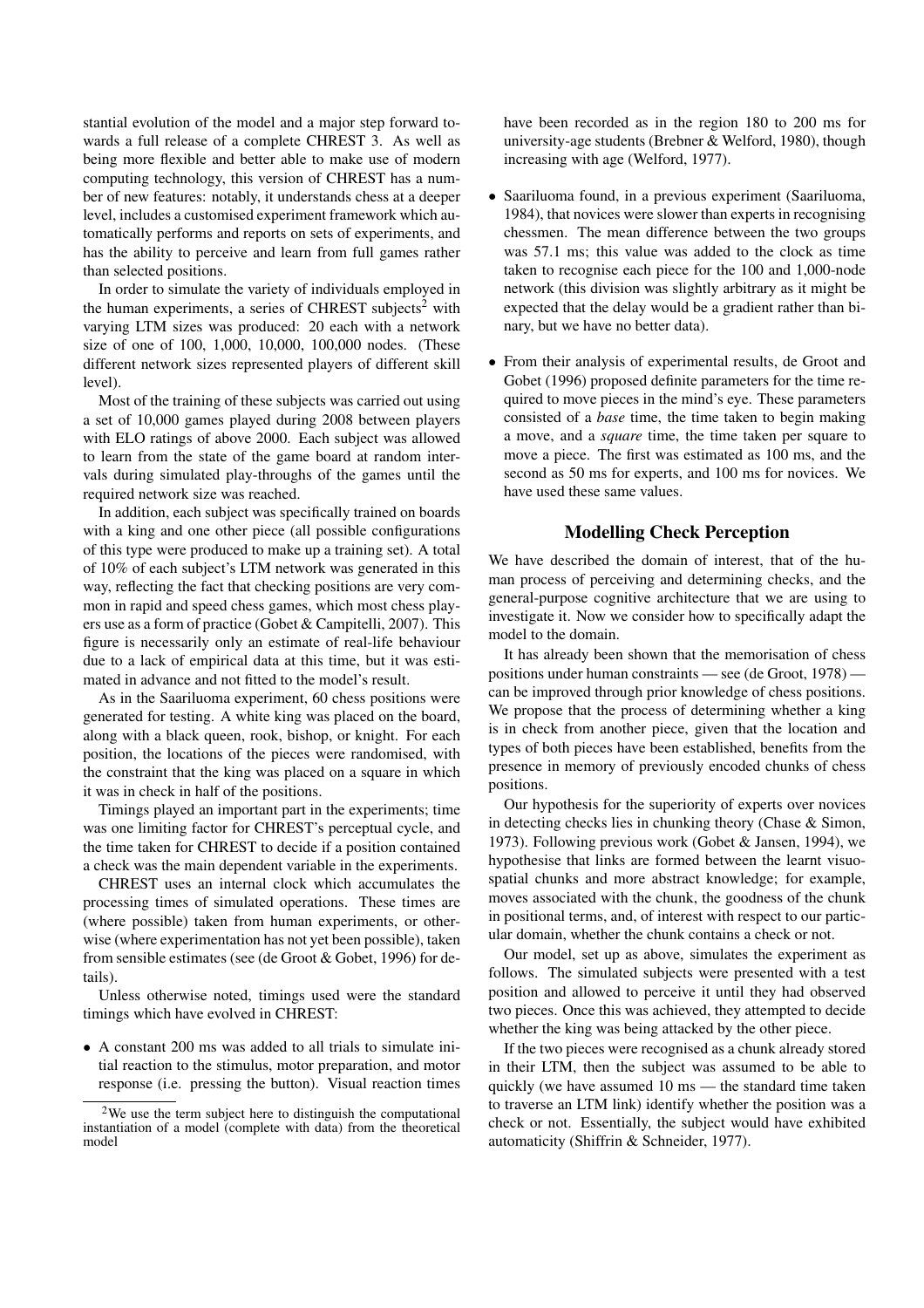stantial evolution of the model and a major step forward towards a full release of a complete CHREST 3. As well as being more flexible and better able to make use of modern computing technology, this version of CHREST has a number of new features: notably, it understands chess at a deeper level, includes a customised experiment framework which automatically performs and reports on sets of experiments, and has the ability to perceive and learn from full games rather than selected positions.

In order to simulate the variety of individuals employed in the human experiments, a series of CHREST subjects[2] with varying LTM sizes was produced: 20 each with a network size of one of 100, 1,000, 10,000, 100,000 nodes. (These different network sizes represented players of different skill level).

Most of the training of these subjects was carried out using a set of 10,000 games played during 2008 between players with ELO ratings of above 2000. Each subject was allowed to learn from the state of the game board at random intervals during simulated play-throughs of the games until the required network size was reached.

In addition, each subject was specifically trained on boards with a king and one other piece (all possible configurations of this type were produced to make up a training set). A total of 10% of each subject's LTM network was generated in this way, reflecting the fact that checking positions are very common in rapid and speed chess games, which most chess players use as a form of practice (Gobet & Campitelli, 2007). This figure is necessarily only an estimate of real-life behaviour due to a lack of empirical data at this time, but it was estimated in advance and not fitted to the model's result.

As in the Saariluoma experiment, 60 chess positions were generated for testing. A white king was placed on the board, along with a black queen, rook, bishop, or knight. For each position, the locations of the pieces were randomised, with the constraint that the king was placed on a square in which it was in check in half of the positions.

Timings played an important part in the experiments; time was one limiting factor for CHREST's perceptual cycle, and the time taken for CHREST to decide if a position contained a check was the main dependent variable in the experiments.

CHREST uses an internal clock which accumulates the processing times of simulated operations. These times are (where possible) taken from human experiments, or otherwise (where experimentation has not yet been possible), taken from sensible estimates (see (de Groot & Gobet, 1996) for details).

Unless otherwise noted, timings used were the standard timings which have evolved in CHREST:

- A constant 200 ms was added to all trials to simulate initial reaction to the stimulus, motor preparation, and motor response (i.e. pressing the button). Visual reaction times have been recorded as in the region 180 to 200 ms for university-age students (Brebner & Welford, 1980), though increasing with age (Welford, 1977).
- Saariluoma found, in a previous experiment (Saariluoma, 1984), that novices were slower than experts in recognising chessmen. The mean difference between the two groups was 57.1 ms; this value was added to the clock as time taken to recognise each piece for the 100 and 1,000-node network (this division was slightly arbitrary as it might be expected that the delay would be a gradient rather than binary, but we have no better data).
- From their analysis of experimental results, de Groot and Gobet (1996) proposed definite parameters for the time required to move pieces in the mind's eye. These parameters consisted of a *base* time, the time taken to begin making a move, and a *square* time, the time taken per square to move a piece. The first was estimated as 100 ms, and the second as 50 ms for experts, and 100 ms for novices. We have used these same values.

[2] We use the term subject here to distinguish the computational instantiation of a model (complete with data) from the theoretical model

## Modelling Check Perception

We have described the domain of interest, that of the human process of perceiving and determining checks, and the general-purpose cognitive architecture that we are using to investigate it. Now we consider how to specifically adapt the model to the domain.

It has already been shown that the memorisation of chess positions under human constraints — see (de Groot, 1978) — can be improved through prior knowledge of chess positions. We propose that the process of determining whether a king is in check from another piece, given that the location and types of both pieces have been established, benefits from the presence in memory of previously encoded chunks of chess positions.

Our hypothesis for the superiority of experts over novices in detecting checks lies in chunking theory (Chase & Simon, 1973). Following previous work (Gobet & Jansen, 1994), we hypothesise that links are formed between the learnt visuo-spatial chunks and more abstract knowledge; for example, moves associated with the chunk, the goodness of the chunk in positional terms, and, of interest with respect to our particular domain, whether the chunk contains a check or not.

Our model, set up as above, simulates the experiment as follows. The simulated subjects were presented with a test position and allowed to perceive it until they had observed two pieces. Once this was achieved, they attempted to decide whether the king was being attacked by the other piece.

If the two pieces were recognised as a chunk already stored in their LTM, then the subject was assumed to be able to quickly (we have assumed 10 ms — the standard time taken to traverse an LTM link) identify whether the position was a check or not. Essentially, the subject would have exhibited automaticity (Shiffrin & Schneider, 1977).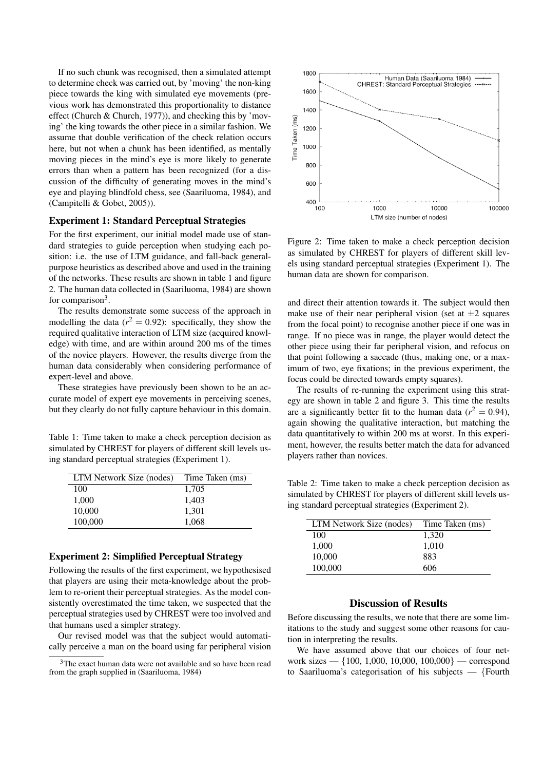If no such chunk was recognised, then a simulated attempt to determine check was carried out, by 'moving' the non-king piece towards the king with simulated eye movements (previous work has demonstrated this proportionality to distance effect (Church & Church, 1977)), and checking this by 'moving' the king towards the other piece in a similar fashion. We assume that double verification of the check relation occurs here, but not when a chunk has been identified, as mentally moving pieces in the mind's eye is more likely to generate errors than when a pattern has been recognized (for a discussion of the difficulty of generating moves in the mind's eye and playing blindfold chess, see (Saariluoma, 1984), and (Campitelli & Gobet, 2005)).

### Experiment 1: Standard Perceptual Strategies

For the first experiment, our initial model made use of standard strategies to guide perception when studying each position: i.e. the use of LTM guidance, and fall-back general-purpose heuristics as described above and used in the training of the networks. These results are shown in table 1 and figure 2. The human data collected in (Saariluoma, 1984) are shown for comparison[3].

The results demonstrate some success of the approach in modelling the data ($r^2 = 0.92$): specifically, they show the required qualitative interaction of LTM size (acquired knowledge) with time, and are within around 200 ms of the times of the novice players. However, the results diverge from the human data considerably when considering performance of expert-level and above.

These strategies have previously been shown to be an accurate model of expert eye movements in perceiving scenes, but they clearly do not fully capture behaviour in this domain.

Table 1: Time taken to make a check perception decision as simulated by CHREST for players of different skill levels using standard perceptual strategies (Experiment 1).

| LTM Network Size (nodes) | Time Taken (ms) |
|---|---|
| 100 | 1,705 |
| 1,000 | 1,403 |
| 10,000 | 1,301 |
| 100,000 | 1,068 |

### Experiment 2: Simplified Perceptual Strategy

Following the results of the first experiment, we hypothesised that players are using their meta-knowledge about the problem to re-orient their perceptual strategies. As the model consistently overestimated the time taken, we suspected that the perceptual strategies used by CHREST were too involved and that humans used a simpler strategy.

Our revised model was that the subject would automatically perceive a man on the board using far peripheral vision and direct their attention towards it. The subject would then make use of their near peripheral vision (set at $\pm 2$ squares from the focal point) to recognise another piece if one was in range. If no piece was in range, the player would detect the other piece using their far peripheral vision, and refocus on that point following a saccade (thus, making one, or a maximum of two, eye fixations; in the previous experiment, the focus could be directed towards empty squares).

Figure 2: Time taken to make a check perception decision as simulated by CHREST for players of different skill levels using standard perceptual strategies (Experiment 1). The human data are shown for comparison.

The results of re-running the experiment using this strategy are shown in table 2 and figure 3. This time the results are a significantly better fit to the human data ($r^2 = 0.94$), again showing the qualitative interaction, but matching the data quantitatively to within 200 ms at worst. In this experiment, however, the results better match the data for advanced players rather than novices.

Table 2: Time taken to make a check perception decision as simulated by CHREST for players of different skill levels using standard perceptual strategies (Experiment 2).

| LTM Network Size (nodes) | Time Taken (ms) |
|---|---|
| 100 | 1,320 |
| 1,000 | 1,010 |
| 10,000 | 883 |
| 100,000 | 606 |

## Discussion of Results

Before discussing the results, we note that there are some limitations to the study and suggest some other reasons for caution in interpreting the results.

We have assumed above that our choices of four network sizes — {100, 1,000, 10,000, 100,000} — correspond to Saariluoma's categorisation of his subjects — {Fourth

[3] The exact human data were not available and so have been read from the graph supplied in (Saariluoma, 1984)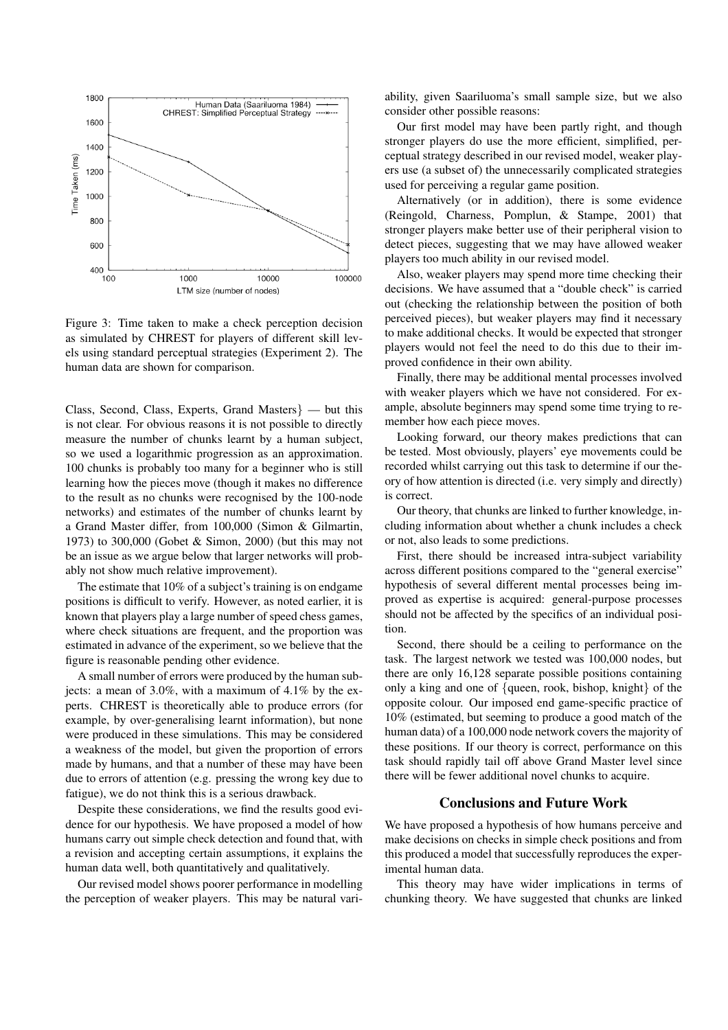Figure 3: Time taken to make a check perception decision as simulated by CHREST for players of different skill levels using standard perceptual strategies (Experiment 2). The human data are shown for comparison.

Class, Second, Class, Experts, Grand Masters} — but this is not clear. For obvious reasons it is not possible to directly measure the number of chunks learnt by a human subject, so we used a logarithmic progression as an approximation. 100 chunks is probably too many for a beginner who is still learning how the pieces move (though it makes no difference to the result as no chunks were recognised by the 100-node networks) and estimates of the number of chunks learnt by a Grand Master differ, from 100,000 (Simon & Gilmartin, 1973) to 300,000 (Gobet & Simon, 2000) (but this may not be an issue as we argue below that larger networks will probably not show much relative improvement).

The estimate that 10% of a subject's training is on endgame positions is difficult to verify. However, as noted earlier, it is known that players play a large number of speed chess games, where check situations are frequent, and the proportion was estimated in advance of the experiment, so we believe that the figure is reasonable pending other evidence.

A small number of errors were produced by the human subjects: a mean of 3.0%, with a maximum of 4.1% by the experts. CHREST is theoretically able to produce errors (for example, by over-generalising learnt information), but none were produced in these simulations. This may be considered a weakness of the model, but given the proportion of errors made by humans, and that a number of these may have been due to errors of attention (e.g. pressing the wrong key due to fatigue), we do not think this is a serious drawback.

Despite these considerations, we find the results good evidence for our hypothesis. We have proposed a model of how humans carry out simple check detection and found that, with a revision and accepting certain assumptions, it explains the human data well, both quantitatively and qualitatively.

Our revised model shows poorer performance in modelling the perception of weaker players. This may be natural variability, given Saariluoma's small sample size, but we also consider other possible reasons:

Our first model may have been partly right, and though stronger players do use the more efficient, simplified, perceptual strategy described in our revised model, weaker players use (a subset of) the unnecessarily complicated strategies used for perceiving a regular game position.

Alternatively (or in addition), there is some evidence (Reingold, Charness, Pomplun, & Stampe, 2001) that stronger players make better use of their peripheral vision to detect pieces, suggesting that we may have allowed weaker players too much ability in our revised model.

Also, weaker players may spend more time checking their decisions. We have assumed that a "double check" is carried out (checking the relationship between the position of both perceived pieces), but weaker players may find it necessary to make additional checks. It would be expected that stronger players would not feel the need to do this due to their improved confidence in their own ability.

Finally, there may be additional mental processes involved with weaker players which we have not considered. For example, absolute beginners may spend some time trying to remember how each piece moves.

Looking forward, our theory makes predictions that can be tested. Most obviously, players' eye movements could be recorded whilst carrying out this task to determine if our theory of how attention is directed (i.e. very simply and directly) is correct.

Our theory, that chunks are linked to further knowledge, including information about whether a chunk includes a check or not, also leads to some predictions.

First, there should be increased intra-subject variability across different positions compared to the "general exercise" hypothesis of several different mental processes being improved as expertise is acquired: general-purpose processes should not be affected by the specifics of an individual position.

Second, there should be a ceiling to performance on the task. The largest network we tested was 100,000 nodes, but there are only 16,128 separate possible positions containing only a king and one of {queen, rook, bishop, knight} of the opposite colour. Our imposed end game-specific practice of 10% (estimated, but seeming to produce a good match of the human data) of a 100,000 node network covers the majority of these positions. If our theory is correct, performance on this task should rapidly tail off above Grand Master level since there will be fewer additional novel chunks to acquire.

## Conclusions and Future Work

We have proposed a hypothesis of how humans perceive and make decisions on checks in simple check positions and from this produced a model that successfully reproduces the experimental human data.

This theory may have wider implications in terms of chunking theory. We have suggested that chunks are linked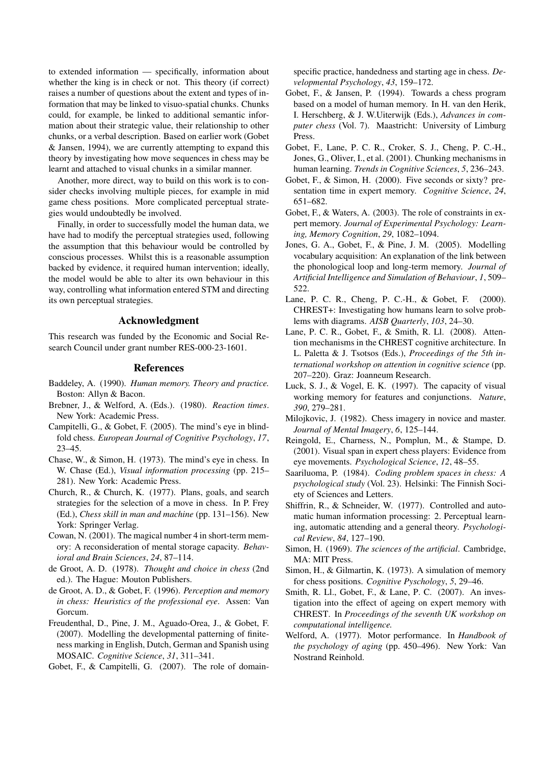to extended information — specifically, information about whether the king is in check or not. This theory (if correct) raises a number of questions about the extent and types of information that may be linked to visuo-spatial chunks. Chunks could, for example, be linked to additional semantic information about their strategic value, their relationship to other chunks, or a verbal description. Based on earlier work (Gobet & Jansen, 1994), we are currently attempting to expand this theory by investigating how move sequences in chess may be learnt and attached to visual chunks in a similar manner.

Another, more direct, way to build on this work is to consider checks involving multiple pieces, for example in mid game chess positions. More complicated perceptual strategies would undoubtedly be involved.

Finally, in order to successfully model the human data, we have had to modify the perceptual strategies used, following the assumption that this behaviour would be controlled by conscious processes. Whilst this is a reasonable assumption backed by evidence, it required human intervention; ideally, the model would be able to alter its own behaviour in this way, controlling what information entered STM and directing its own perceptual strategies.

## Acknowledgment

This research was funded by the Economic and Social Research Council under grant number RES-000-23-1601.

## References

Baddeley, A. (1990). *Human memory. Theory and practice.* Boston: Allyn & Bacon.

Brebner, J., & Welford, A. (Eds.). (1980). *Reaction times*. New York: Academic Press.

Campitelli, G., & Gobet, F. (2005). The mind's eye in blindfold chess. *European Journal of Cognitive Psychology*, *17*, 23–45.

Chase, W., & Simon, H. (1973). The mind's eye in chess. In W. Chase (Ed.), *Visual information processing* (pp. 215–281). New York: Academic Press.

Church, R., & Church, K. (1977). Plans, goals, and search strategies for the selection of a move in chess. In P. Frey (Ed.), *Chess skill in man and machine* (pp. 131–156). New York: Springer Verlag.

Cowan, N. (2001). The magical number 4 in short-term memory: A reconsideration of mental storage capacity. *Behavioral and Brain Sciences*, *24*, 87–114.

de Groot, A. D. (1978). *Thought and choice in chess* (2nd ed.). The Hague: Mouton Publishers.

de Groot, A. D., & Gobet, F. (1996). *Perception and memory in chess: Heuristics of the professional eye*. Assen: Van Gorcum.

Freudenthal, D., Pine, J. M., Aguado-Orea, J., & Gobet, F. (2007). Modelling the developmental patterning of finiteness marking in English, Dutch, German and Spanish using MOSAIC. *Cognitive Science*, *31*, 311–341.

Gobet, F., & Campitelli, G. (2007). The role of domain-specific practice, handedness and starting age in chess. *Developmental Psychology*, *43*, 159–172.

Gobet, F., & Jansen, P. (1994). Towards a chess program based on a model of human memory. In H. van den Herik, I. Herschberg, & J. W.Uiterwijk (Eds.), *Advances in computer chess* (Vol. 7). Maastricht: University of Limburg Press.

Gobet, F., Lane, P. C. R., Croker, S. J., Cheng, P. C.-H., Jones, G., Oliver, I., et al. (2001). Chunking mechanisms in human learning. *Trends in Cognitive Sciences*, *5*, 236–243.

Gobet, F., & Simon, H. (2000). Five seconds or sixty? presentation time in expert memory. *Cognitive Science*, *24*, 651–682.

Gobet, F., & Waters, A. (2003). The role of constraints in expert memory. *Journal of Experimental Psychology: Learning, Memory Cognition*, *29*, 1082–1094.

Jones, G. A., Gobet, F., & Pine, J. M. (2005). Modelling vocabulary acquisition: An explanation of the link between the phonological loop and long-term memory. *Journal of Artificial Intelligence and Simulation of Behaviour*, *1*, 509–522.

Lane, P. C. R., Cheng, P. C.-H., & Gobet, F. (2000). CHREST+: Investigating how humans learn to solve problems with diagrams. *AISB Quarterly*, *103*, 24–30.

Lane, P. C. R., Gobet, F., & Smith, R. Ll. (2008). Attention mechanisms in the CHREST cognitive architecture. In L. Paletta & J. Tsotsos (Eds.), *Proceedings of the 5th international workshop on attention in cognitive science* (pp. 207–220). Graz: Joanneum Research.

Luck, S. J., & Vogel, E. K. (1997). The capacity of visual working memory for features and conjunctions. *Nature*, *390*, 279–281.

Milojkovic, J. (1982). Chess imagery in novice and master. *Journal of Mental Imagery*, *6*, 125–144.

Reingold, E., Charness, N., Pomplun, M., & Stampe, D. (2001). Visual span in expert chess players: Evidence from eye movements. *Psychological Science*, *12*, 48–55.

Saariluoma, P. (1984). *Coding problem spaces in chess: A psychological study* (Vol. 23). Helsinki: The Finnish Society of Sciences and Letters.

Shiffrin, R., & Schneider, W. (1977). Controlled and automatic human information processing: 2. Perceptual learning, automatic attending and a general theory. *Psychological Review*, *84*, 127–190.

Simon, H. (1969). *The sciences of the artificial*. Cambridge, MA: MIT Press.

Simon, H., & Gilmartin, K. (1973). A simulation of memory for chess positions. *Cognitive Pyschology*, *5*, 29–46.

Smith, R. Ll., Gobet, F., & Lane, P. C. (2007). An investigation into the effect of ageing on expert memory with CHREST. In *Proceedings of the seventh UK workshop on computational intelligence.*

Welford, A. (1977). Motor performance. In *Handbook of the psychology of aging* (pp. 450–496). New York: Van Nostrand Reinhold.